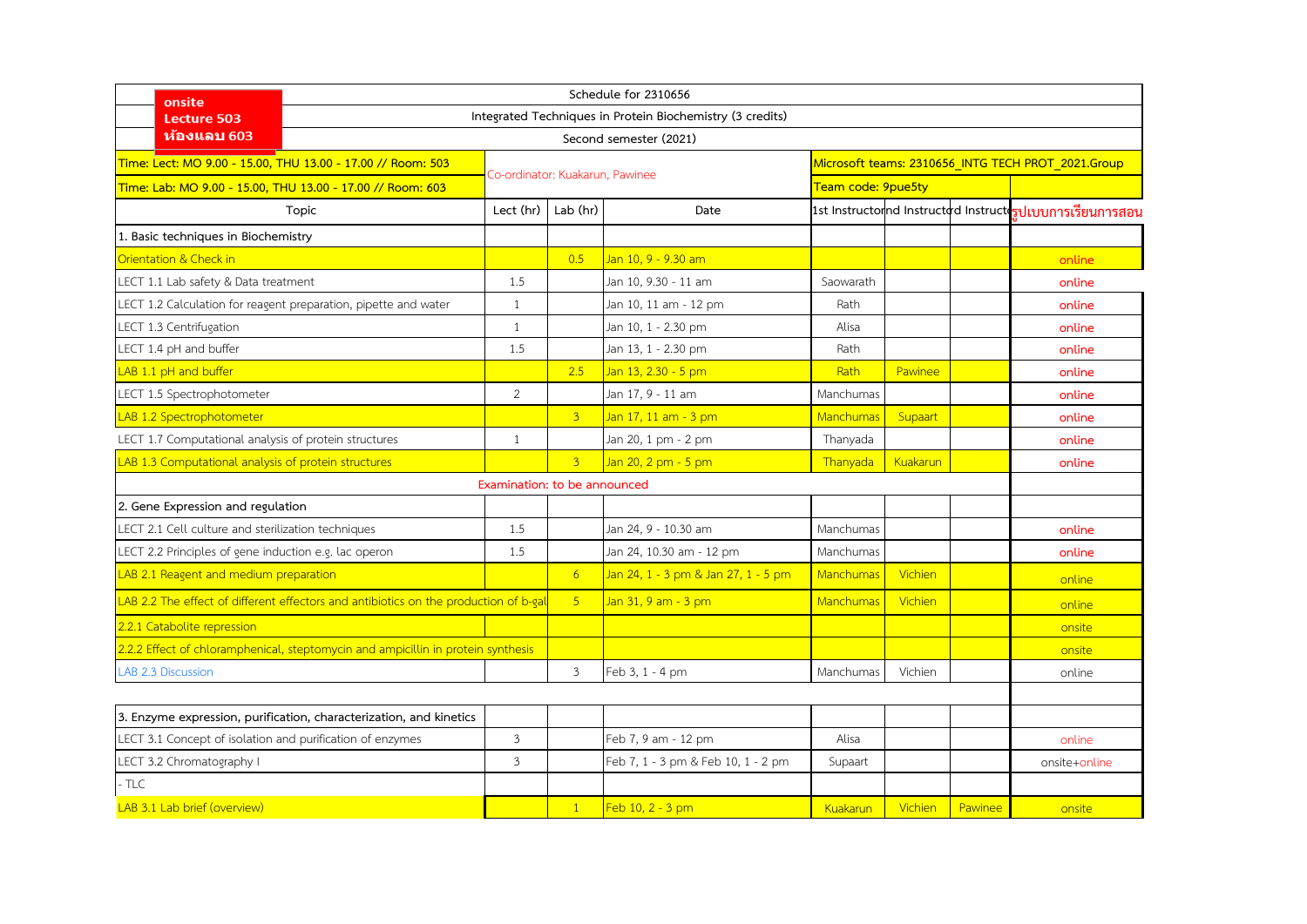onsite
Lecture 503
ห้องแลบ 603

Schedule for 2310656

Integrated Techniques in Protein Biochemistry (3 credits)

Second semester (2021)

Time: Lect: MO 9.00 - 15.00, THU 13.00 - 17.00 // Room: 503

Time: Lab: MO 9.00 - 15.00, THU 13.00 - 17.00 // Room: 603

Co-ordinator: Kuakarun, Pawinee

Microsoft teams: 2310656_INTG TECH PROT_2021.Group

Team code: 9pue5ty

| Topic | Lect (hr) | Lab (hr) | Date | 1st Instructor | 2nd Instructor | 3rd Instructor | รูปแบบการเรียนการสอน |
|---|---|---|---|---|---|---|---|
| 1. Basic techniques in Biochemistry | | | | | | | |
| Orientation & Check in | | 0.5 | Jan 10, 9 - 9.30 am | | | | online |
| LECT 1.1 Lab safety & Data treatment | 1.5 | | Jan 10, 9.30 - 11 am | Saowarath | | | online |
| LECT 1.2 Calculation for reagent preparation, pipette and water | 1 | | Jan 10, 11 am - 12 pm | Rath | | | online |
| LECT 1.3 Centrifugation | 1 | | Jan 10, 1 - 2.30 pm | Alisa | | | online |
| LECT 1.4 pH and buffer | 1.5 | | Jan 13, 1 - 2.30 pm | Rath | | | online |
| LAB 1.1 pH and buffer | | 2.5 | Jan 13, 2.30 - 5 pm | Rath | Pawinee | | online |
| LECT 1.5 Spectrophotometer | 2 | | Jan 17, 9 - 11 am | Manchumas | | | online |
| LAB 1.2 Spectrophotometer | | 3 | Jan 17, 11 am - 3 pm | Manchumas | Supaart | | online |
| LECT 1.7 Computational analysis of protein structures | 1 | | Jan 20, 1 pm - 2 pm | Thanyada | | | online |
| LAB 1.3 Computational analysis of protein structures | | 3 | Jan 20, 2 pm - 5 pm | Thanyada | Kuakarun | | online |
| Examination: to be announced | | | | | | | |
| 2. Gene Expression and regulation | | | | | | | |
| LECT 2.1 Cell culture and sterilization techniques | 1.5 | | Jan 24, 9 - 10.30 am | Manchumas | | | online |
| LECT 2.2 Principles of gene induction e.g. lac operon | 1.5 | | Jan 24, 10.30 am - 12 pm | Manchumas | | | online |
| LAB 2.1 Reagent and medium preparation | | 6 | Jan 24, 1 - 3 pm & Jan 27, 1 - 5 pm | Manchumas | Vichien | | online |
| LAB 2.2 The effect of different effectors and antibiotics on the production of b-gal | | 5 | Jan 31, 9 am - 3 pm | Manchumas | Vichien | | online |
| 2.2.1 Catabolite repression | | | | | | | onsite |
| 2.2.2 Effect of chloramphenical, steptomycin and ampicillin in protein synthesis | | | | | | | onsite |
| LAB 2.3 Discussion | | 3 | Feb 3, 1 - 4 pm | Manchumas | Vichien | | online |
| | | | | | | | |
| 3. Enzyme expression, purification, characterization, and kinetics | | | | | | | |
| LECT 3.1 Concept of isolation and purification of enzymes | 3 | | Feb 7, 9 am - 12 pm | Alisa | | | online |
| LECT 3.2 Chromatography I | 3 | | Feb 7, 1 - 3 pm & Feb 10, 1 - 2 pm | Supaart | | | onsite+online |
| - TLC | | | | | | | |
| LAB 3.1 Lab brief (overview) | | 1 | Feb 10, 2 - 3 pm | Kuakarun | Vichien | Pawinee | onsite |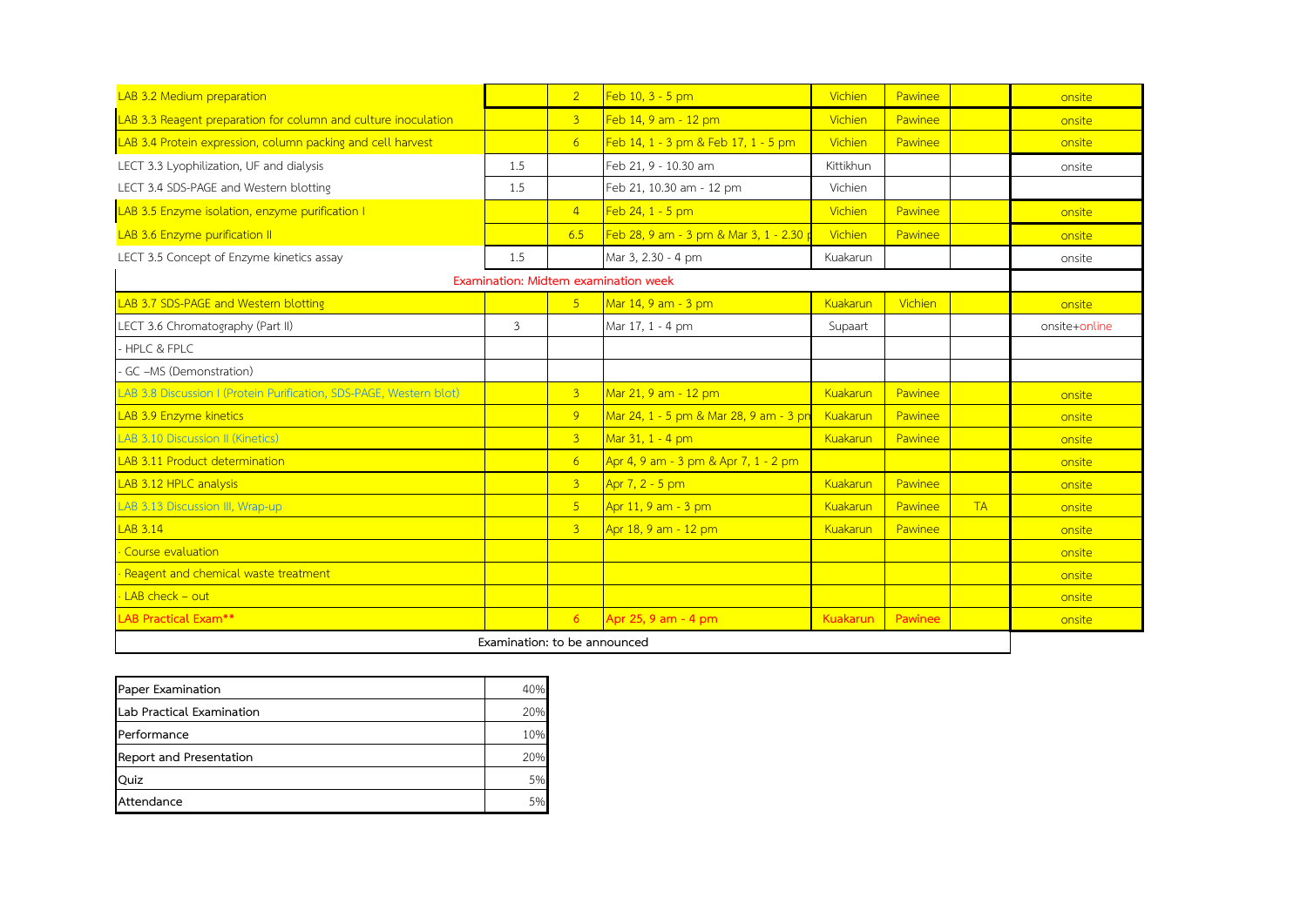| | | | | | | | |
|---|---|---|---|---|---|---|---|
| LAB 3.2 Medium preparation | | 2 | Feb 10, 3 - 5 pm | Vichien | Pawinee | | onsite |
| LAB 3.3 Reagent preparation for column and culture inoculation | | 3 | Feb 14, 9 am - 12 pm | Vichien | Pawinee | | onsite |
| LAB 3.4 Protein expression, column packing and cell harvest | | 6 | Feb 14, 1 - 3 pm & Feb 17, 1 - 5 pm | Vichien | Pawinee | | onsite |
| LECT 3.3 Lyophilization, UF and dialysis | 1.5 | | Feb 21, 9 - 10.30 am | Kittikhun | | | onsite |
| LECT 3.4 SDS-PAGE and Western blotting | 1.5 | | Feb 21, 10.30 am - 12 pm | Vichien | | | |
| LAB 3.5 Enzyme isolation, enzyme purification I | | 4 | Feb 24, 1 - 5 pm | Vichien | Pawinee | | onsite |
| LAB 3.6 Enzyme purification II | | 6.5 | Feb 28, 9 am - 3 pm & Mar 3, 1 - 2.30 p | Vichien | Pawinee | | onsite |
| LECT 3.5 Concept of Enzyme kinetics assay | 1.5 | | Mar 3, 2.30 - 4 pm | Kuakarun | | | onsite |
| Examination: Midterm examination week | | | | | | | |
| LAB 3.7 SDS-PAGE and Western blotting | | 5 | Mar 14, 9 am - 3 pm | Kuakarun | Vichien | | onsite |
| LECT 3.6 Chromatography (Part II) | 3 | | Mar 17, 1 - 4 pm | Supaart | | | onsite+online |
| - HPLC & FPLC | | | | | | | |
| - GC –MS (Demonstration) | | | | | | | |
| LAB 3.8 Discussion I (Protein Purification, SDS-PAGE, Western blot) | | 3 | Mar 21, 9 am - 12 pm | Kuakarun | Pawinee | | onsite |
| LAB 3.9 Enzyme kinetics | | 9 | Mar 24, 1 - 5 pm & Mar 28, 9 am - 3 pm | Kuakarun | Pawinee | | onsite |
| LAB 3.10 Discussion II (Kinetics) | | 3 | Mar 31, 1 - 4 pm | Kuakarun | Pawinee | | onsite |
| LAB 3.11 Product determination | | 6 | Apr 4, 9 am - 3 pm & Apr 7, 1 - 2 pm | | | | onsite |
| LAB 3.12 HPLC analysis | | 3 | Apr 7, 2 - 5 pm | Kuakarun | Pawinee | | onsite |
| LAB 3.13 Discussion III, Wrap-up | | 5 | Apr 11, 9 am - 3 pm | Kuakarun | Pawinee | TA | onsite |
| LAB 3.14 | | 3 | Apr 18, 9 am - 12 pm | Kuakarun | Pawinee | | onsite |
| - Course evaluation | | | | | | | onsite |
| - Reagent and chemical waste treatment | | | | | | | onsite |
| - LAB check – out | | | | | | | onsite |
| LAB Practical Exam** | | 6 | Apr 25, 9 am - 4 pm | Kuakarun | Pawinee | | onsite |
| Examination: to be announced | | | | | | | |

| | |
|---|---|
| Paper Examination | 40% |
| Lab Practical Examination | 20% |
| Performance | 10% |
| Report and Presentation | 20% |
| Quiz | 5% |
| Attendance | 5% |